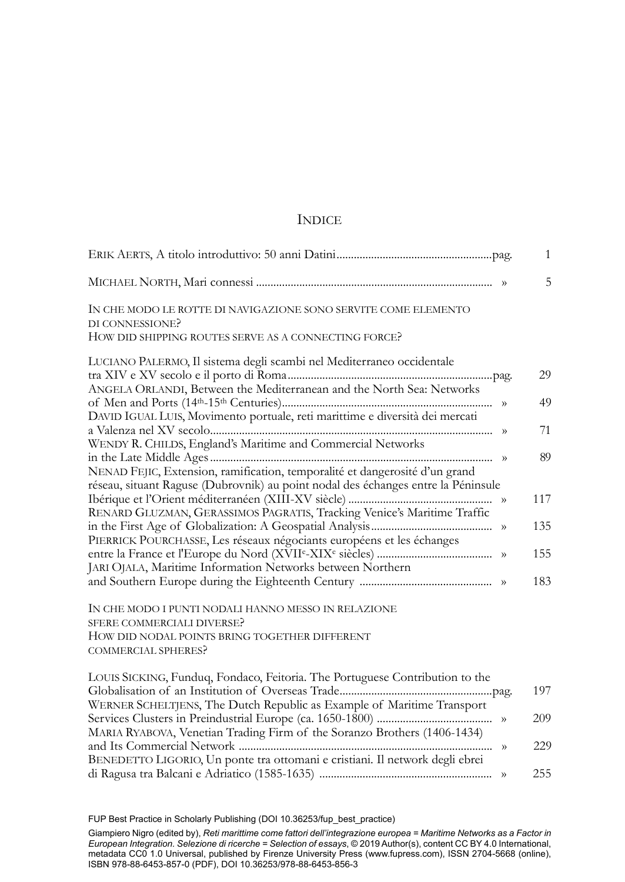# Indice

| | | |
|---|---|---|
| Erik Aerts, A titolo introduttivo: 50 anni Datini | pag. | 1 |
| Michael North, Mari connessi | » | 5 |

## In che modo le rotte di navigazione sono servite come elemento di connessione?
## How did shipping routes serve as a connecting force?

| | | |
|---|---|---|
| Luciano Palermo, Il sistema degli scambi nel Mediterraneo occidentale tra XIV e XV secolo e il porto di Roma | pag. | 29 |
| Angela Orlandi, Between the Mediterranean and the North Sea: Networks of Men and Ports (14th-15th Centuries) | » | 49 |
| David Igual Luis, Movimento portuale, reti marittime e diversità dei mercati a Valenza nel XV secolo | » | 71 |
| Wendy R. Childs, England's Maritime and Commercial Networks in the Late Middle Ages | » | 89 |
| Nenad Fejic, Extension, ramification, temporalité et dangerosité d'un grand réseau, situant Raguse (Dubrovnik) au point nodal des échanges entre la Péninsule Ibérique et l'Orient méditerranéen (XIII-XV siècle) | » | 117 |
| Renard Gluzman, Gerassimos Pagratis, Tracking Venice's Maritime Traffic in the First Age of Globalization: A Geospatial Analysis | » | 135 |
| Pierrick Pourchasse, Les réseaux négociants européens et les échanges entre la France et l'Europe du Nord (XVIIe-XIXe siècles) | » | 155 |
| Jari Ojala, Maritime Information Networks between Northern and Southern Europe during the Eighteenth Century | » | 183 |

## In che modo i punti nodali hanno messo in relazione sfere commerciali diverse?
## How did nodal points bring together different commercial spheres?

| | | |
|---|---|---|
| Louis Sicking, Funduq, Fondaco, Feitoria. The Portuguese Contribution to the Globalisation of an Institution of Overseas Trade | pag. | 197 |
| Werner Scheltjens, The Dutch Republic as Example of Maritime Transport Services Clusters in Preindustrial Europe (ca. 1650-1800) | » | 209 |
| Maria Ryabova, Venetian Trading Firm of the Soranzo Brothers (1406-1434) and Its Commercial Network | » | 229 |
| Benedetto Ligorio, Un ponte tra ottomani e cristiani. Il network degli ebrei di Ragusa tra Balcani e Adriatico (1585-1635) | » | 255 |

FUP Best Practice in Scholarly Publishing (DOI 10.36253/fup_best_practice)

Giampiero Nigro (edited by), *Reti marittime come fattori dell'integrazione europea = Maritime Networks as a Factor in European Integration. Selezione di ricerche = Selection of essays*, © 2019 Author(s), content CC BY 4.0 International, metadata CC0 1.0 Universal, published by Firenze University Press (www.fupress.com), ISSN 2704-5668 (online), ISBN 978-88-6453-857-0 (PDF), DOI 10.36253/978-88-6453-856-3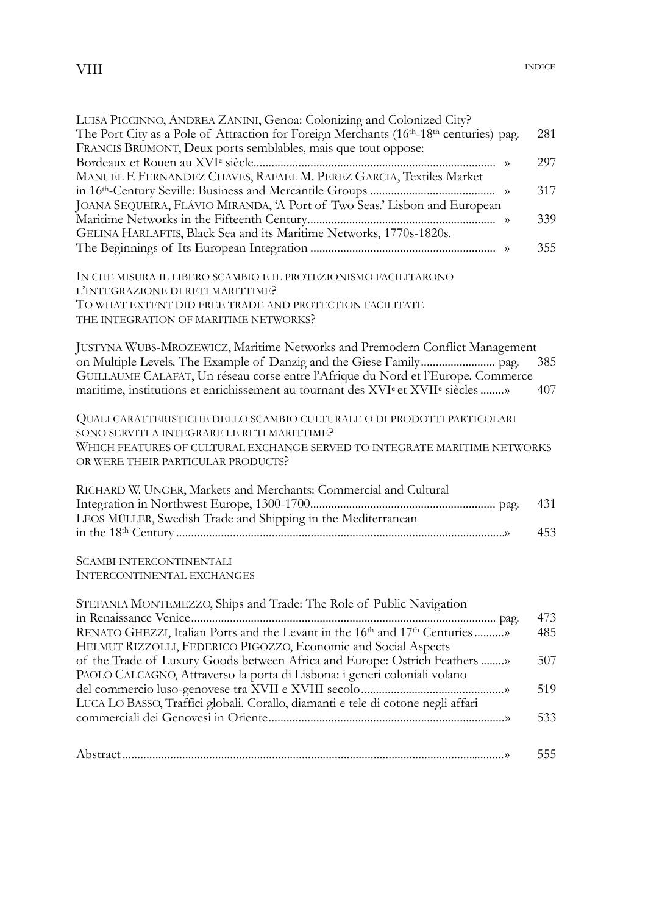Luisa Piccinno, Andrea Zanini, Genoa: Colonizing and Colonized City? The Port City as a Pole of Attraction for Foreign Merchants (16th-18th centuries) pag. 281

Francis Brumont, Deux ports semblables, mais que tout oppose: Bordeaux et Rouen au XVIe siècle » 297

Manuel F. Fernandez Chaves, Rafael M. Perez Garcia, Textiles Market in 16th-Century Seville: Business and Mercantile Groups » 317

Joana Sequeira, Flávio Miranda, 'A Port of Two Seas.' Lisbon and European Maritime Networks in the Fifteenth Century » 339

Gelina Harlaftis, Black Sea and its Maritime Networks, 1770s-1820s. The Beginnings of Its European Integration » 355

## In che misura il libero scambio e il protezionismo facilitarono l'integrazione di reti marittime?
## To what extent did free trade and protection facilitate the integration of maritime networks?

Justyna Wubs-Mrozewicz, Maritime Networks and Premodern Conflict Management on Multiple Levels. The Example of Danzig and the Giese Family pag. 385

Guillaume Calafat, Un réseau corse entre l'Afrique du Nord et l'Europe. Commerce maritime, institutions et enrichissement au tournant des XVIe et XVIIe siècles » 407

## Quali caratteristiche dello scambio culturale o di prodotti particolari sono serviti a integrare le reti marittime?
## Which features of cultural exchange served to integrate maritime networks or were their particular products?

Richard W. Unger, Markets and Merchants: Commercial and Cultural Integration in Northwest Europe, 1300-1700 pag. 431

Leos Müller, Swedish Trade and Shipping in the Mediterranean in the 18th Century » 453

## Scambi intercontinentali
## Intercontinental exchanges

Stefania Montemezzo, Ships and Trade: The Role of Public Navigation in Renaissance Venice pag. 473

Renato Ghezzi, Italian Ports and the Levant in the 16th and 17th Centuries » 485

Helmut Rizzolli, Federico Pigozzo, Economic and Social Aspects of the Trade of Luxury Goods between Africa and Europe: Ostrich Feathers » 507

Paolo Calcagno, Attraverso la porta di Lisbona: i generi coloniali volano del commercio luso-genovese tra XVII e XVIII secolo » 519

Luca Lo Basso, Traffici globali. Corallo, diamanti e tele di cotone negli affari commerciali dei Genovesi in Oriente » 533

Abstract » 555